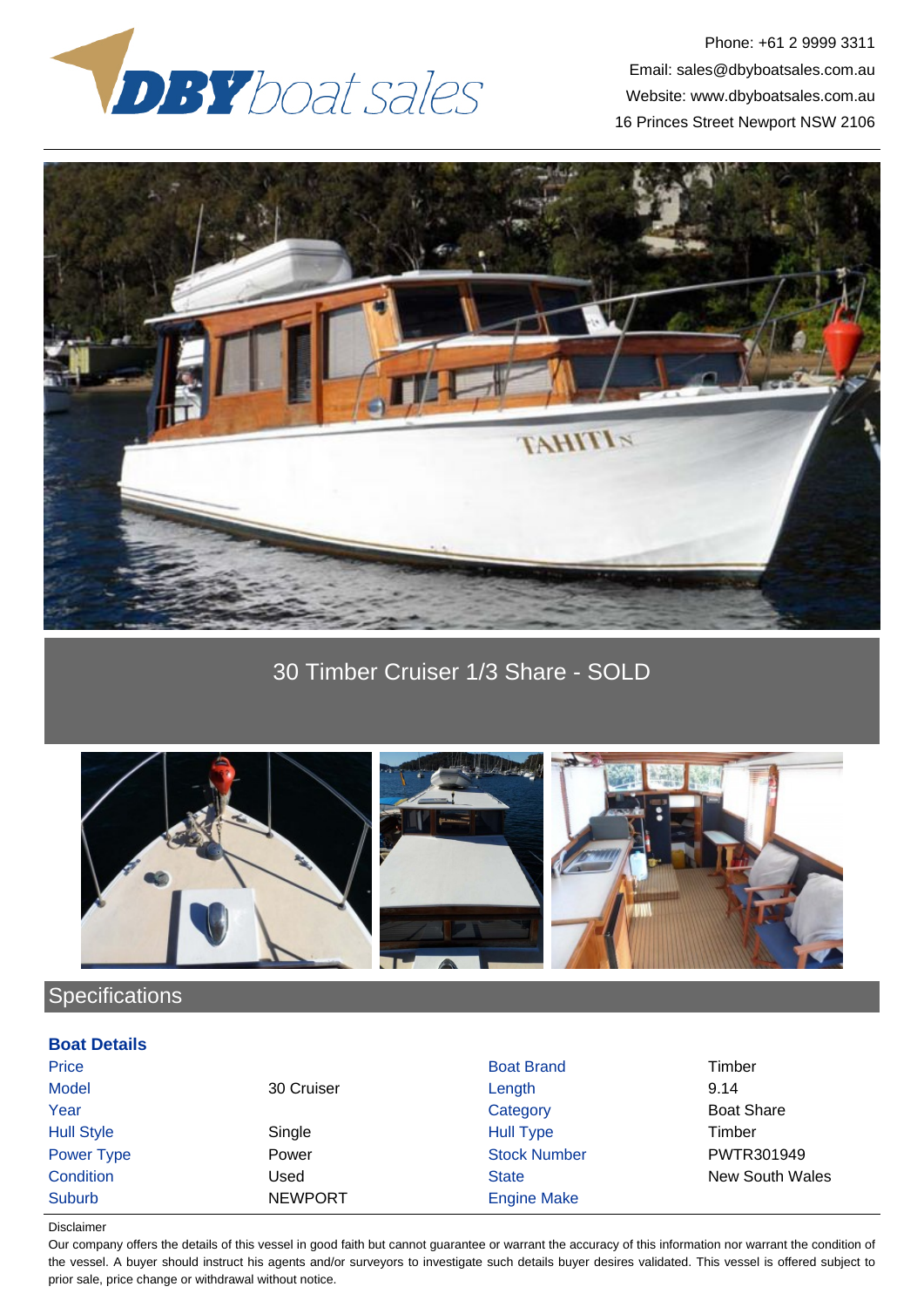Phone: +61 2 9999 3311
Email: sales@dbyboatsales.com.au
Website: www.dbyboatsales.com.au
16 Princes Street Newport NSW 2106

# 30 Timber Cruiser 1/3 Share - SOLD

## Specifications

### Boat Details

| | | | |
|---|---|---|---|
| Price | | Boat Brand | Timber |
| Model | 30 Cruiser | Length | 9.14 |
| Year | | Category | Boat Share |
| Hull Style | Single | Hull Type | Timber |
| Power Type | Power | Stock Number | PWTR301949 |
| Condition | Used | State | New South Wales |
| Suburb | NEWPORT | Engine Make | |

Disclaimer

Our company offers the details of this vessel in good faith but cannot guarantee or warrant the accuracy of this information nor warrant the condition of the vessel. A buyer should instruct his agents and/or surveyors to investigate such details buyer desires validated. This vessel is offered subject to prior sale, price change or withdrawal without notice.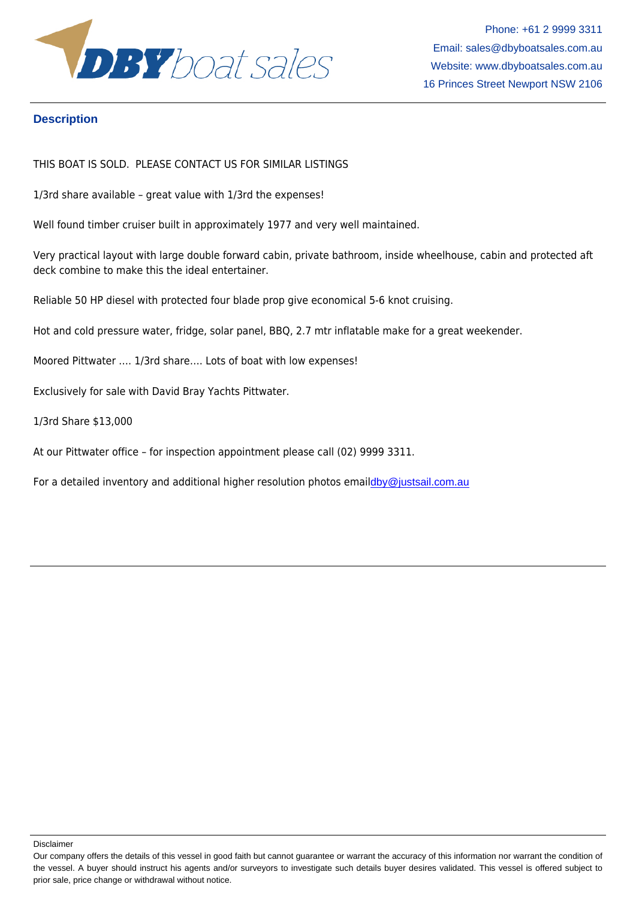## Description

THIS BOAT IS SOLD. PLEASE CONTACT US FOR SIMILAR LISTINGS

1/3rd share available – great value with 1/3rd the expenses!

Well found timber cruiser built in approximately 1977 and very well maintained.

Very practical layout with large double forward cabin, private bathroom, inside wheelhouse, cabin and protected aft deck combine to make this the ideal entertainer.

Reliable 50 HP diesel with protected four blade prop give economical 5-6 knot cruising.

Hot and cold pressure water, fridge, solar panel, BBQ, 2.7 mtr inflatable make for a great weekender.

Moored Pittwater …. 1/3rd share…. Lots of boat with low expenses!

Exclusively for sale with David Bray Yachts Pittwater.

1/3rd Share $13,000

At our Pittwater office – for inspection appointment please call (02) 9999 3311.

For a detailed inventory and additional higher resolution photos emaildby@justsail.com.au

Disclaimer

Our company offers the details of this vessel in good faith but cannot guarantee or warrant the accuracy of this information nor warrant the condition of the vessel. A buyer should instruct his agents and/or surveyors to investigate such details buyer desires validated. This vessel is offered subject to prior sale, price change or withdrawal without notice.